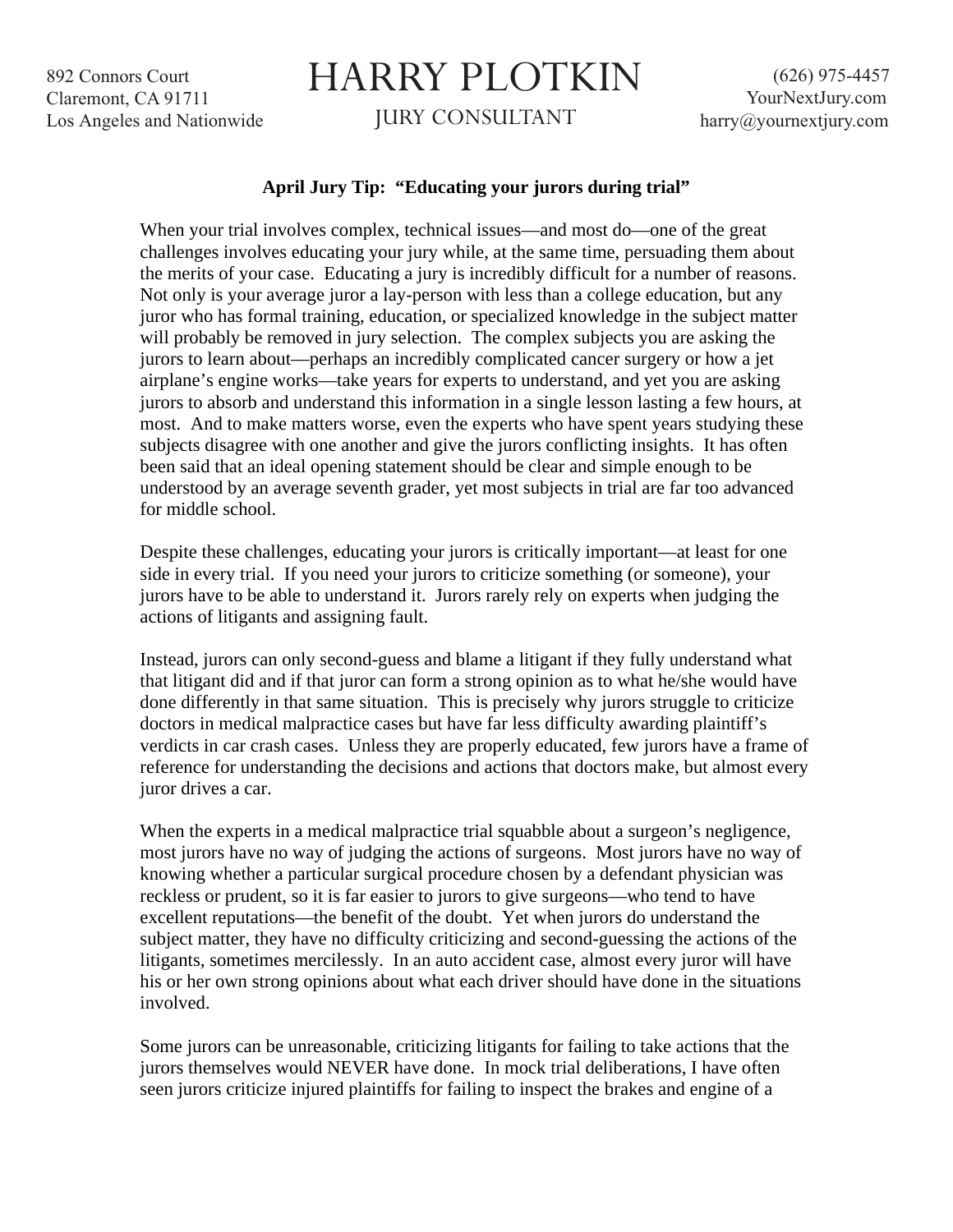892 Connors Court
Claremont, CA 91711
Los Angeles and Nationwide

# HARRY PLOTKIN

JURY CONSULTANT

(626) 975-4457
YourNextJury.com
harry@yournextjury.com

**April Jury Tip: "Educating your jurors during trial"**

When your trial involves complex, technical issues—and most do—one of the great challenges involves educating your jury while, at the same time, persuading them about the merits of your case. Educating a jury is incredibly difficult for a number of reasons. Not only is your average juror a lay-person with less than a college education, but any juror who has formal training, education, or specialized knowledge in the subject matter will probably be removed in jury selection. The complex subjects you are asking the jurors to learn about—perhaps an incredibly complicated cancer surgery or how a jet airplane's engine works—take years for experts to understand, and yet you are asking jurors to absorb and understand this information in a single lesson lasting a few hours, at most. And to make matters worse, even the experts who have spent years studying these subjects disagree with one another and give the jurors conflicting insights. It has often been said that an ideal opening statement should be clear and simple enough to be understood by an average seventh grader, yet most subjects in trial are far too advanced for middle school.

Despite these challenges, educating your jurors is critically important—at least for one side in every trial. If you need your jurors to criticize something (or someone), your jurors have to be able to understand it. Jurors rarely rely on experts when judging the actions of litigants and assigning fault.

Instead, jurors can only second-guess and blame a litigant if they fully understand what that litigant did and if that juror can form a strong opinion as to what he/she would have done differently in that same situation. This is precisely why jurors struggle to criticize doctors in medical malpractice cases but have far less difficulty awarding plaintiff's verdicts in car crash cases. Unless they are properly educated, few jurors have a frame of reference for understanding the decisions and actions that doctors make, but almost every juror drives a car.

When the experts in a medical malpractice trial squabble about a surgeon's negligence, most jurors have no way of judging the actions of surgeons. Most jurors have no way of knowing whether a particular surgical procedure chosen by a defendant physician was reckless or prudent, so it is far easier to jurors to give surgeons—who tend to have excellent reputations—the benefit of the doubt. Yet when jurors do understand the subject matter, they have no difficulty criticizing and second-guessing the actions of the litigants, sometimes mercilessly. In an auto accident case, almost every juror will have his or her own strong opinions about what each driver should have done in the situations involved.

Some jurors can be unreasonable, criticizing litigants for failing to take actions that the jurors themselves would NEVER have done. In mock trial deliberations, I have often seen jurors criticize injured plaintiffs for failing to inspect the brakes and engine of a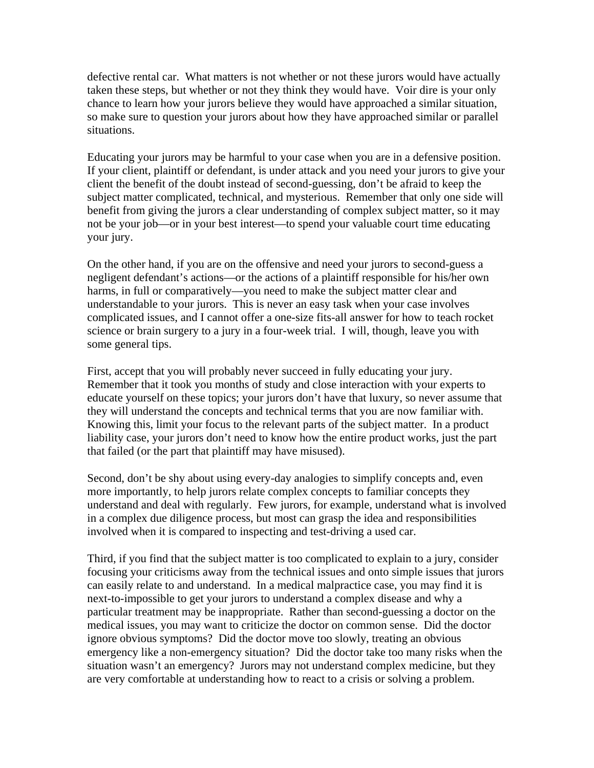defective rental car. What matters is not whether or not these jurors would have actually taken these steps, but whether or not they think they would have. Voir dire is your only chance to learn how your jurors believe they would have approached a similar situation, so make sure to question your jurors about how they have approached similar or parallel situations.

Educating your jurors may be harmful to your case when you are in a defensive position. If your client, plaintiff or defendant, is under attack and you need your jurors to give your client the benefit of the doubt instead of second-guessing, don't be afraid to keep the subject matter complicated, technical, and mysterious. Remember that only one side will benefit from giving the jurors a clear understanding of complex subject matter, so it may not be your job—or in your best interest—to spend your valuable court time educating your jury.

On the other hand, if you are on the offensive and need your jurors to second-guess a negligent defendant's actions—or the actions of a plaintiff responsible for his/her own harms, in full or comparatively—you need to make the subject matter clear and understandable to your jurors. This is never an easy task when your case involves complicated issues, and I cannot offer a one-size fits-all answer for how to teach rocket science or brain surgery to a jury in a four-week trial. I will, though, leave you with some general tips.

First, accept that you will probably never succeed in fully educating your jury. Remember that it took you months of study and close interaction with your experts to educate yourself on these topics; your jurors don't have that luxury, so never assume that they will understand the concepts and technical terms that you are now familiar with. Knowing this, limit your focus to the relevant parts of the subject matter. In a product liability case, your jurors don't need to know how the entire product works, just the part that failed (or the part that plaintiff may have misused).

Second, don't be shy about using every-day analogies to simplify concepts and, even more importantly, to help jurors relate complex concepts to familiar concepts they understand and deal with regularly. Few jurors, for example, understand what is involved in a complex due diligence process, but most can grasp the idea and responsibilities involved when it is compared to inspecting and test-driving a used car.

Third, if you find that the subject matter is too complicated to explain to a jury, consider focusing your criticisms away from the technical issues and onto simple issues that jurors can easily relate to and understand. In a medical malpractice case, you may find it is next-to-impossible to get your jurors to understand a complex disease and why a particular treatment may be inappropriate. Rather than second-guessing a doctor on the medical issues, you may want to criticize the doctor on common sense. Did the doctor ignore obvious symptoms? Did the doctor move too slowly, treating an obvious emergency like a non-emergency situation? Did the doctor take too many risks when the situation wasn't an emergency? Jurors may not understand complex medicine, but they are very comfortable at understanding how to react to a crisis or solving a problem.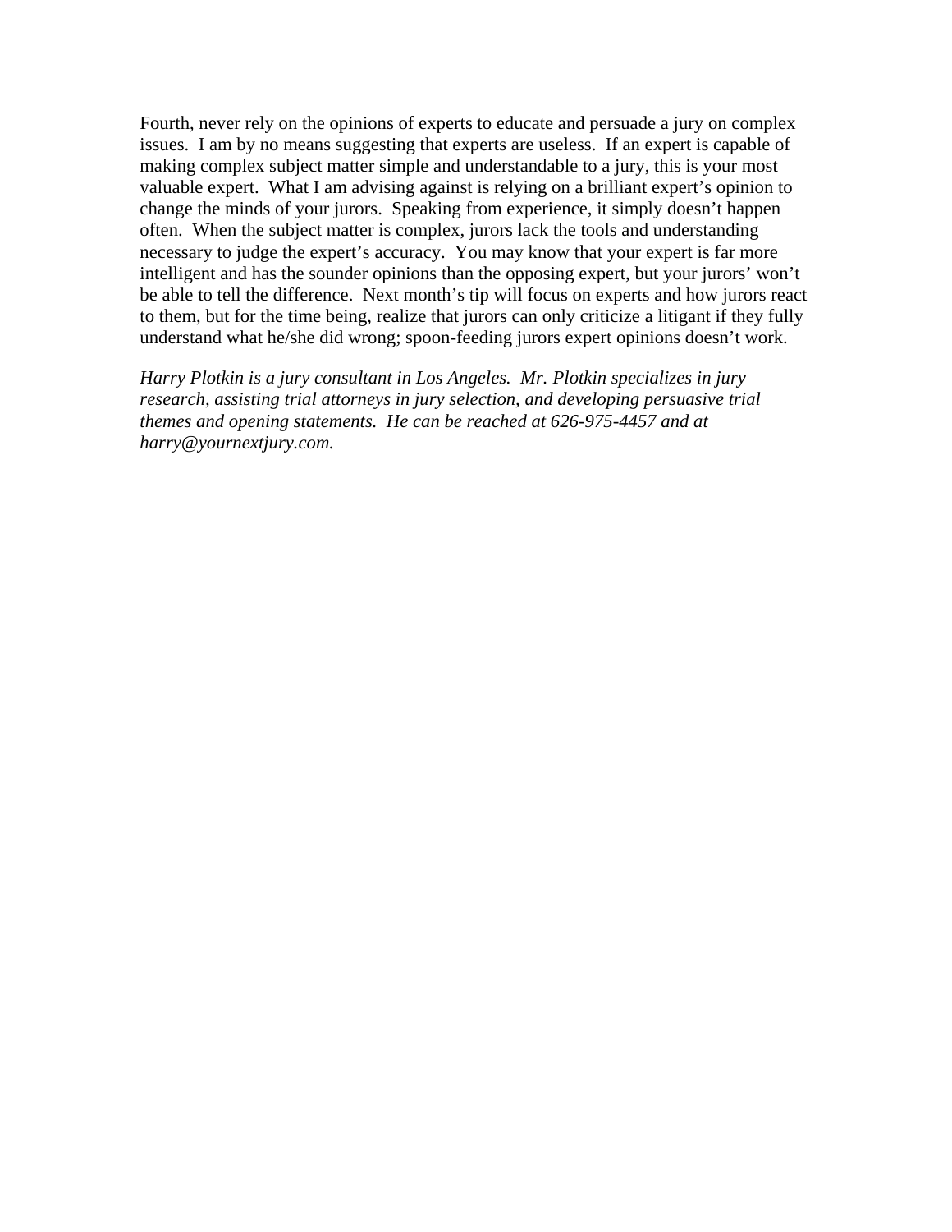Fourth, never rely on the opinions of experts to educate and persuade a jury on complex issues. I am by no means suggesting that experts are useless. If an expert is capable of making complex subject matter simple and understandable to a jury, this is your most valuable expert. What I am advising against is relying on a brilliant expert's opinion to change the minds of your jurors. Speaking from experience, it simply doesn't happen often. When the subject matter is complex, jurors lack the tools and understanding necessary to judge the expert's accuracy. You may know that your expert is far more intelligent and has the sounder opinions than the opposing expert, but your jurors' won't be able to tell the difference. Next month's tip will focus on experts and how jurors react to them, but for the time being, realize that jurors can only criticize a litigant if they fully understand what he/she did wrong; spoon-feeding jurors expert opinions doesn't work.

*Harry Plotkin is a jury consultant in Los Angeles. Mr. Plotkin specializes in jury research, assisting trial attorneys in jury selection, and developing persuasive trial themes and opening statements. He can be reached at 626-975-4457 and at harry@yournextjury.com.*